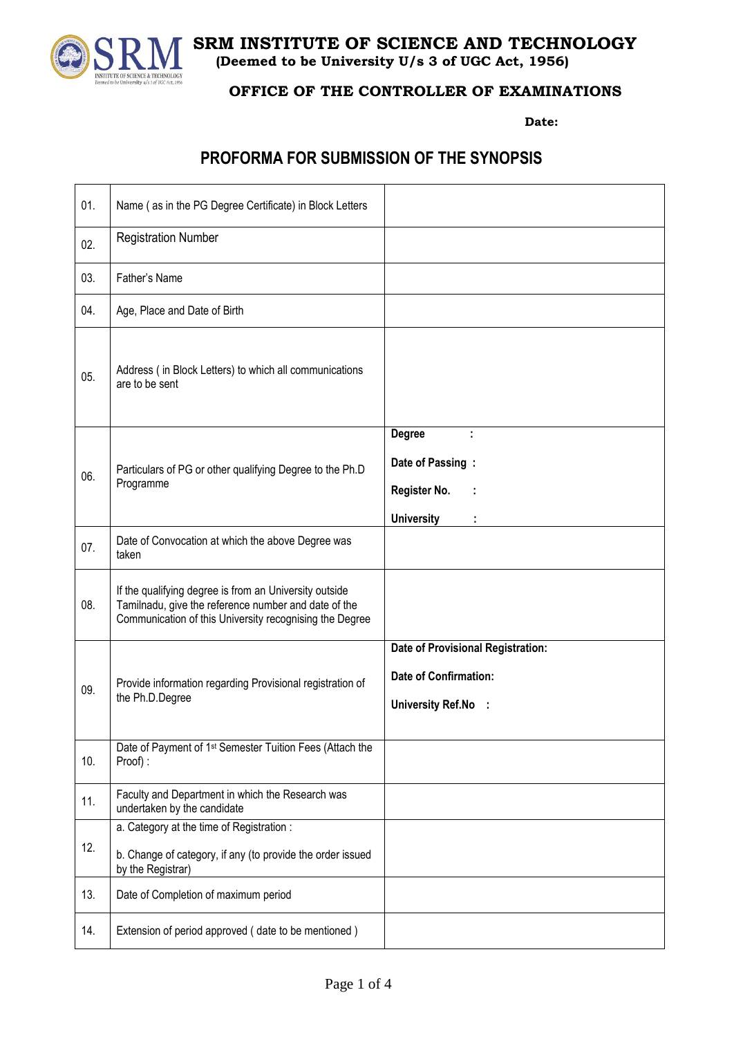# SRM INSTITUTE OF SCIENCE AND TECHNOLOGY

**(Deemed to be University U/s 3 of UGC Act, 1956)**

**OFFICE OF THE CONTROLLER OF EXAMINATIONS**

**Date:**

## PROFORMA FOR SUBMISSION OF THE SYNOPSIS

| | | |
|---|---|---|
| 01. | Name ( as in the PG Degree Certificate) in Block Letters | |
| 02. | Registration Number | |
| 03. | Father's Name | |
| 04. | Age, Place and Date of Birth | |
| 05. | Address ( in Block Letters) to which all communications are to be sent | |
| 06. | Particulars of PG or other qualifying Degree to the Ph.D Programme | **Degree :**<br>**Date of Passing :**<br>**Register No. :**<br>**University :** |
| 07. | Date of Convocation at which the above Degree was taken | |
| 08. | If the qualifying degree is from an University outside Tamilnadu, give the reference number and date of the Communication of this University recognising the Degree | |
| 09. | Provide information regarding Provisional registration of the Ph.D.Degree | **Date of Provisional Registration:**<br>**Date of Confirmation:**<br>**University Ref.No :** |
| 10. | Date of Payment of 1st Semester Tuition Fees (Attach the Proof) : | |
| 11. | Faculty and Department in which the Research was undertaken by the candidate | |
| 12. | a. Category at the time of Registration :<br>b. Change of category, if any (to provide the order issued by the Registrar) | |
| 13. | Date of Completion of maximum period | |
| 14. | Extension of period approved ( date to be mentioned ) | |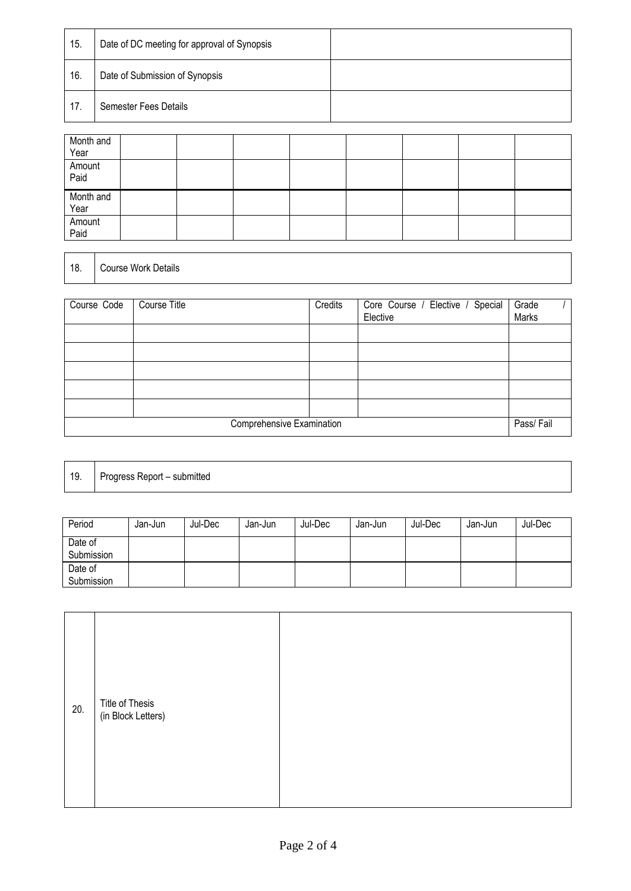| 15. | Date of DC meeting for approval of Synopsis | |
|---|---|---|
| 16. | Date of Submission of Synopsis | |
| 17. | Semester Fees Details | |

| Month and Year | | | | | | | | |
|---|---|---|---|---|---|---|---|---|
| Amount Paid | | | | | | | | |
| Month and Year | | | | | | | | |
| Amount Paid | | | | | | | | |

| 18. | Course Work Details |
|---|---|

| Course Code | Course Title | Credits | Core Course / Elective / Special Elective | Grade / Marks |
|---|---|---|---|---|
| | | | | |
| | | | | |
| | | | | |
| | | | | |
| | | | | |
| Comprehensive Examination | | | | Pass/ Fail |

| 19. | Progress Report – submitted |
|---|---|

| Period | Jan-Jun | Jul-Dec | Jan-Jun | Jul-Dec | Jan-Jun | Jul-Dec | Jan-Jun | Jul-Dec |
|---|---|---|---|---|---|---|---|---|
| Date of Submission | | | | | | | | |
| Date of Submission | | | | | | | | |

| 20. | Title of Thesis (in Block Letters) | |
|---|---|---|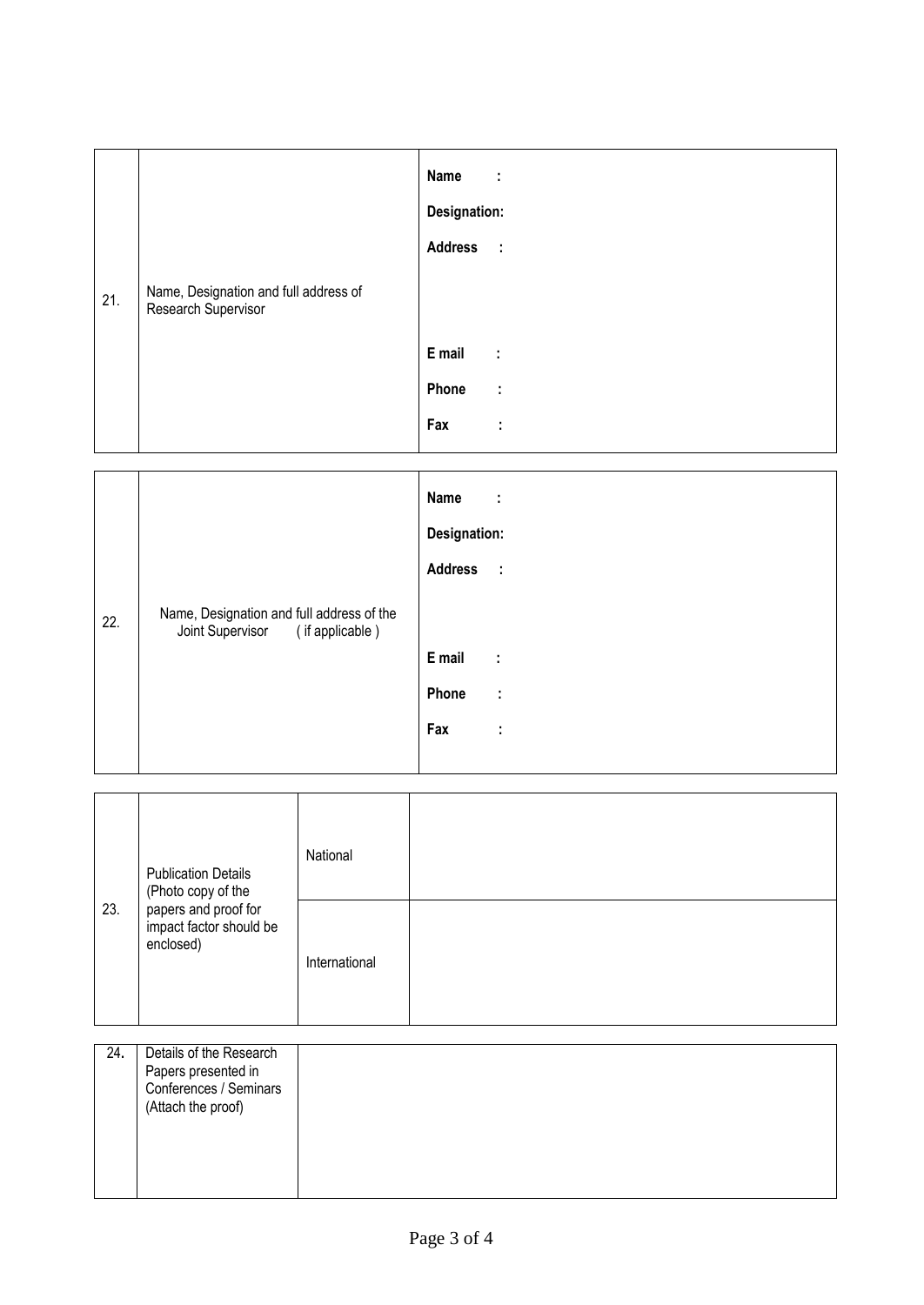| | | |
|---|---|---|
| 21. | Name, Designation and full address of Research Supervisor | **Name** :<br>**Designation:**<br>**Address** :<br><br>**E mail** :<br>**Phone** :<br>**Fax** : |

| | | |
|---|---|---|
| 22. | Name, Designation and full address of the Joint Supervisor ( if applicable ) | **Name** :<br>**Designation:**<br>**Address** :<br><br>**E mail** :<br>**Phone** :<br>**Fax** : |

| | | | |
|---|---|---|---|
| 23. | Publication Details (Photo copy of the papers and proof for impact factor should be enclosed) | National | |
| | | International | |

| | | |
|---|---|---|
| 24. | Details of the Research Papers presented in Conferences / Seminars (Attach the proof) | |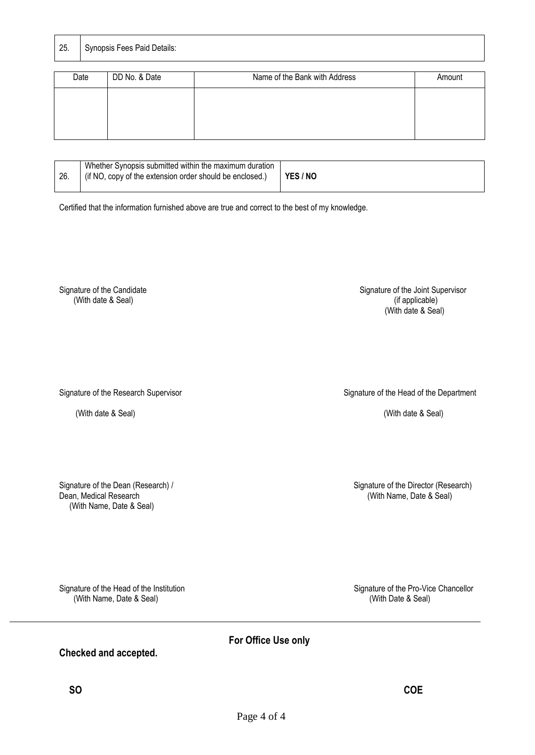| 25. | Synopsis Fees Paid Details: |
|---|---|

| Date | DD No. & Date | Name of the Bank with Address | Amount |
|---|---|---|---|
| | | | |

| | | |
|---|---|---|
| 26. | Whether Synopsis submitted within the maximum duration (if NO, copy of the extension order should be enclosed.) | **YES / NO** |

Certified that the information furnished above are true and correct to the best of my knowledge.

Signature of the Candidate
(With date & Seal)

Signature of the Joint Supervisor
(if applicable)
(With date & Seal)

Signature of the Research Supervisor
(With date & Seal)

Signature of the Head of the Department
(With date & Seal)

Signature of the Dean (Research) /
Dean, Medical Research
(With Name, Date & Seal)

Signature of the Director (Research)
(With Name, Date & Seal)

Signature of the Head of the Institution
(With Name, Date & Seal)

Signature of the Pro-Vice Chancellor
(With Date & Seal)

---

**For Office Use only**

**Checked and accepted.**

**SO** **COE**